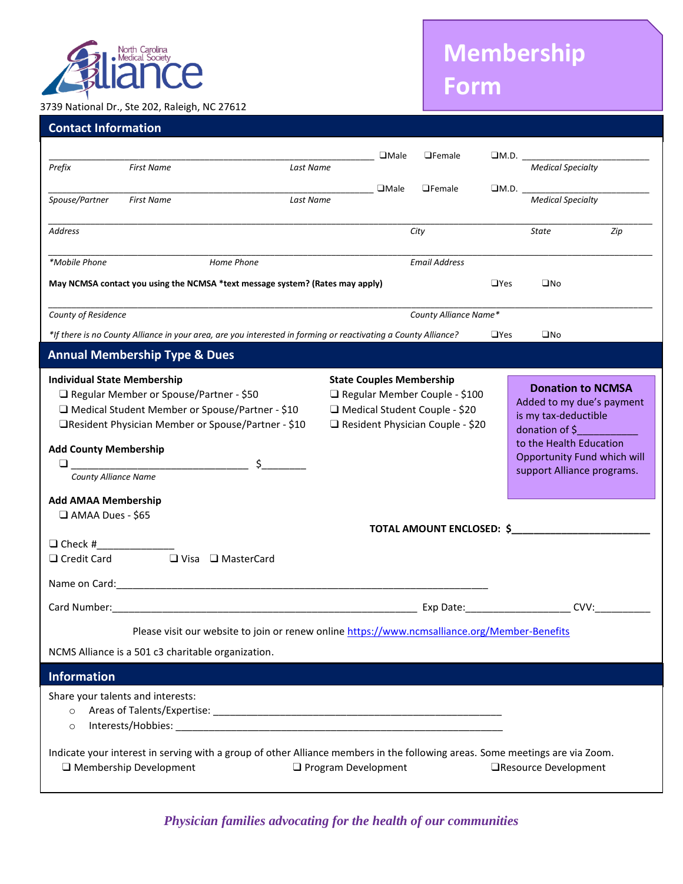North Carolina Medical Society Alliance

3739 National Dr., Ste 202, Raleigh, NC 27612

# Membership Form

## Contact Information

_______________________________________________ ❑Male ❑Female ❑M.D. ____________________

*Prefix* *First Name* *Last Name* *Medical Specialty*

_______________________________________________ ❑Male ❑Female ❑M.D. ____________________

*Spouse/Partner* *First Name* *Last Name* *Medical Specialty*

___________________________________________________________________________

*Address* *City* *State* *Zip*

___________________________________________________________________________

*\*Mobile Phone* *Home Phone* *Email Address*

**May NCMSA contact you using the NCMSA \*text message system? (Rates may apply)** ❑Yes ❑No

___________________________________________________________________________

*County of Residence* *County Alliance Name\**

*\*If there is no County Alliance in your area, are you interested in forming or reactivating a County Alliance?* ❑Yes ❑No

## Annual Membership Type & Dues

**Individual State Membership**

- ❑ Regular Member or Spouse/Partner - $50
- ❑ Medical Student Member or Spouse/Partner - $10
- ❑Resident Physician Member or Spouse/Partner - $10

**State Couples Membership**

- ❑ Regular Member Couple - $100
- ❑ Medical Student Couple - $20
- ❑ Resident Physician Couple - $20

**Donation to NCMSA**

Added to my due's payment is my tax-deductible donation of $__________ to the Health Education Opportunity Fund which will support Alliance programs.

**Add County Membership**

❑ ______________________________ $________

*County Alliance Name*

**Add AMAA Membership**

❑ AMAA Dues - $65

**TOTAL AMOUNT ENCLOSED: $______________________**

❑ Check #_____________

❑ Credit Card ❑ Visa ❑ MasterCard

Name on Card:_____________________________________________________________

Card Number:_______________________________________________ Exp Date:________________ CVV:_________

Please visit our website to join or renew online https://www.ncmsalliance.org/Member-Benefits

NCMS Alliance is a 501 c3 charitable organization.

## Information

Share your talents and interests:

- Areas of Talents/Expertise: ____________________________________________
- Interests/Hobbies: ________________________________________________

Indicate your interest in serving with a group of other Alliance members in the following areas. Some meetings are via Zoom.

❑ Membership Development ❑ Program Development ❑Resource Development

*Physician families advocating for the health of our communities*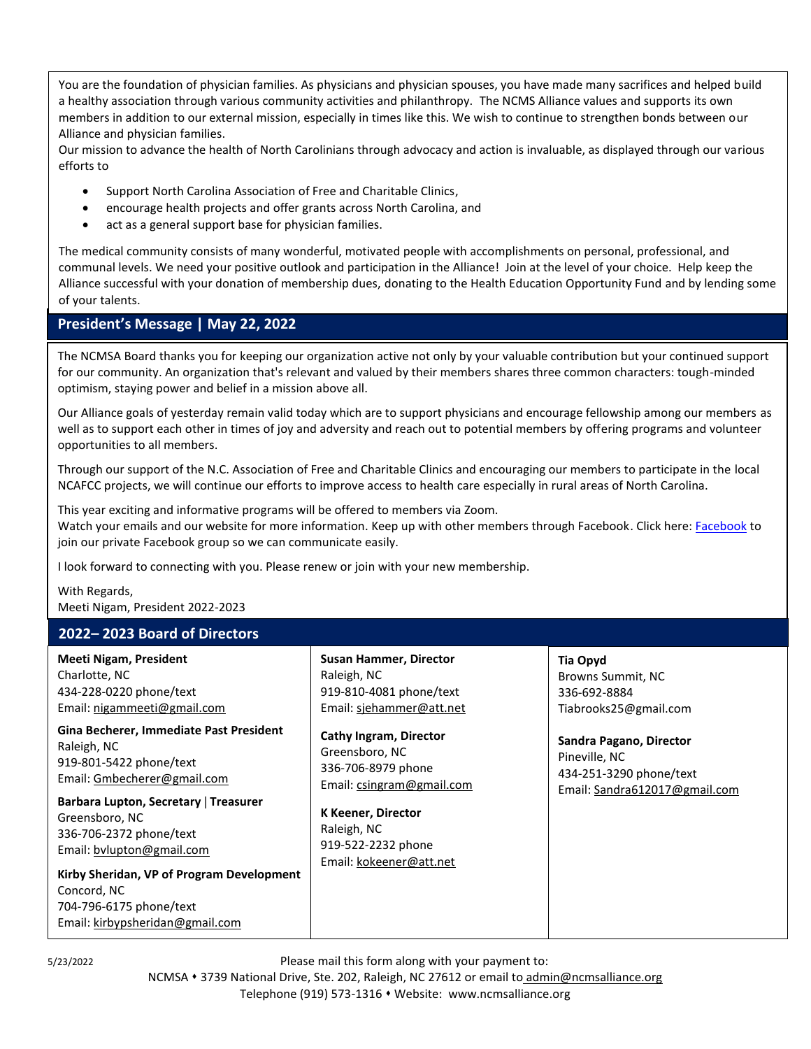You are the foundation of physician families. As physicians and physician spouses, you have made many sacrifices and helped build a healthy association through various community activities and philanthropy. The NCMS Alliance values and supports its own members in addition to our external mission, especially in times like this. We wish to continue to strengthen bonds between our Alliance and physician families.

Our mission to advance the health of North Carolinians through advocacy and action is invaluable, as displayed through our various efforts to

- Support North Carolina Association of Free and Charitable Clinics,
- encourage health projects and offer grants across North Carolina, and
- act as a general support base for physician families.

The medical community consists of many wonderful, motivated people with accomplishments on personal, professional, and communal levels. We need your positive outlook and participation in the Alliance! Join at the level of your choice. Help keep the Alliance successful with your donation of membership dues, donating to the Health Education Opportunity Fund and by lending some of your talents.

## President's Message | May 22, 2022

The NCMSA Board thanks you for keeping our organization active not only by your valuable contribution but your continued support for our community. An organization that's relevant and valued by their members shares three common characters: tough-minded optimism, staying power and belief in a mission above all.

Our Alliance goals of yesterday remain valid today which are to support physicians and encourage fellowship among our members as well as to support each other in times of joy and adversity and reach out to potential members by offering programs and volunteer opportunities to all members.

Through our support of the N.C. Association of Free and Charitable Clinics and encouraging our members to participate in the local NCAFCC projects, we will continue our efforts to improve access to health care especially in rural areas of North Carolina.

This year exciting and informative programs will be offered to members via Zoom.
Watch your emails and our website for more information. Keep up with other members through Facebook. Click here: Facebook to join our private Facebook group so we can communicate easily.

I look forward to connecting with you. Please renew or join with your new membership.

With Regards,
Meeti Nigam, President 2022-2023

## 2022– 2023 Board of Directors

**Meeti Nigam, President**
Charlotte, NC
434-228-0220 phone/text
Email: nigammeeti@gmail.com

**Gina Becherer, Immediate Past President**
Raleigh, NC
919-801-5422 phone/text
Email: Gmbecherer@gmail.com

**Barbara Lupton, Secretary | Treasurer**
Greensboro, NC
336-706-2372 phone/text
Email: bvlupton@gmail.com

**Kirby Sheridan, VP of Program Development**
Concord, NC
704-796-6175 phone/text
Email: kirbypsheridan@gmail.com

**Susan Hammer, Director**
Raleigh, NC
919-810-4081 phone/text
Email: sjehammer@att.net

**Cathy Ingram, Director**
Greensboro, NC
336-706-8979 phone
Email: csingram@gmail.com

**K Keener, Director**
Raleigh, NC
919-522-2232 phone
Email: kokeener@att.net

**Tia Opyd**
Browns Summit, NC
336-692-8884
Tiabrooks25@gmail.com

**Sandra Pagano, Director**
Pineville, NC
434-251-3290 phone/text
Email: Sandra612017@gmail.com

5/23/2022

Please mail this form along with your payment to:
NCMSA • 3739 National Drive, Ste. 202, Raleigh, NC 27612 or email to admin@ncmsalliance.org
Telephone (919) 573-1316 • Website: www.ncmsalliance.org